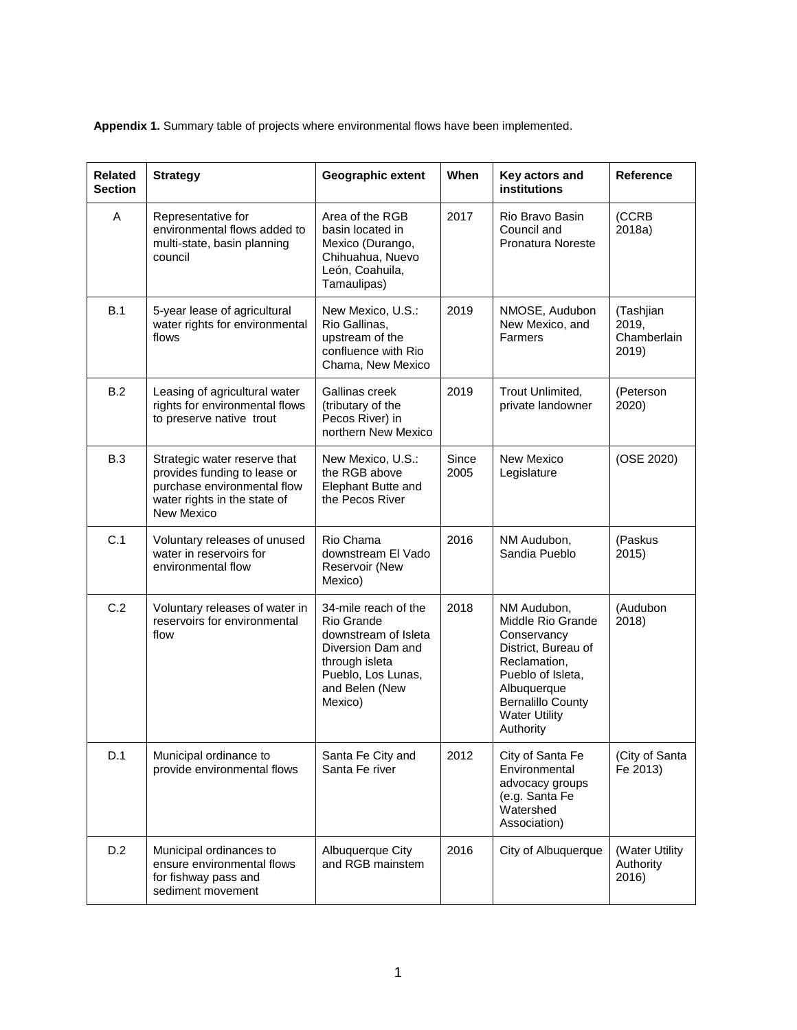**Appendix 1.** Summary table of projects where environmental flows have been implemented.

| Related Section | Strategy | Geographic extent | When | Key actors and institutions | Reference |
|---|---|---|---|---|---|
| A | Representative for environmental flows added to multi-state, basin planning council | Area of the RGB basin located in Mexico (Durango, Chihuahua, Nuevo León, Coahuila, Tamaulipas) | 2017 | Rio Bravo Basin Council and Pronatura Noreste | (CCRB 2018a) |
| B.1 | 5-year lease of agricultural water rights for environmental flows | New Mexico, U.S.: Rio Gallinas, upstream of the confluence with Rio Chama, New Mexico | 2019 | NMOSE, Audubon New Mexico, and Farmers | (Tashjian 2019, Chamberlain 2019) |
| B.2 | Leasing of agricultural water rights for environmental flows to preserve native trout | Gallinas creek (tributary of the Pecos River) in northern New Mexico | 2019 | Trout Unlimited, private landowner | (Peterson 2020) |
| B.3 | Strategic water reserve that provides funding to lease or purchase environmental flow water rights in the state of New Mexico | New Mexico, U.S.: the RGB above Elephant Butte and the Pecos River | Since 2005 | New Mexico Legislature | (OSE 2020) |
| C.1 | Voluntary releases of unused water in reservoirs for environmental flow | Rio Chama downstream El Vado Reservoir (New Mexico) | 2016 | NM Audubon, Sandia Pueblo | (Paskus 2015) |
| C.2 | Voluntary releases of water in reservoirs for environmental flow | 34-mile reach of the Rio Grande downstream of Isleta Diversion Dam and through isleta Pueblo, Los Lunas, and Belen (New Mexico) | 2018 | NM Audubon, Middle Rio Grande Conservancy District, Bureau of Reclamation, Pueblo of Isleta, Albuquerque Bernalillo County Water Utility Authority | (Audubon 2018) |
| D.1 | Municipal ordinance to provide environmental flows | Santa Fe City and Santa Fe river | 2012 | City of Santa Fe Environmental advocacy groups (e.g. Santa Fe Watershed Association) | (City of Santa Fe 2013) |
| D.2 | Municipal ordinances to ensure environmental flows for fishway pass and sediment movement | Albuquerque City and RGB mainstem | 2016 | City of Albuquerque | (Water Utility Authority 2016) |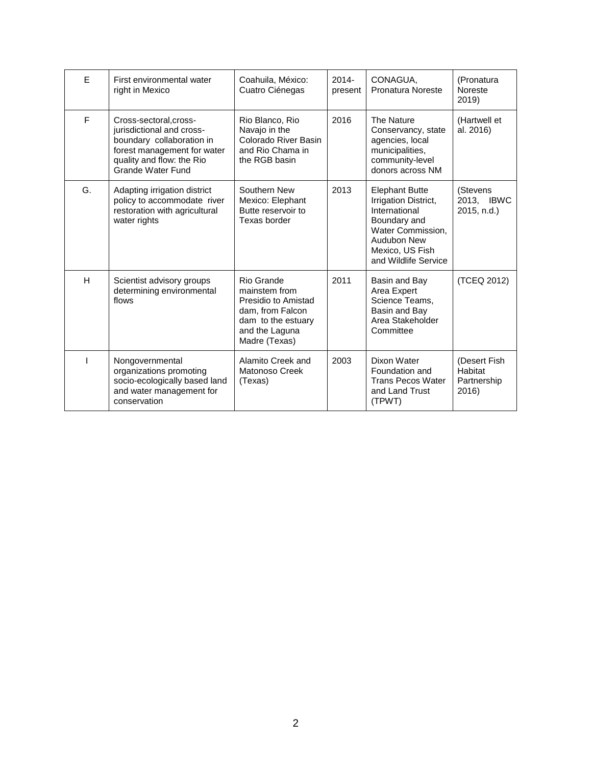| | | | | | |
|---|---|---|---|---|---|
| E | First environmental water right in Mexico | Coahuila, México: Cuatro Ciénegas | 2014-present | CONAGUA, Pronatura Noreste | (Pronatura Noreste 2019) |
| F | Cross-sectoral,cross-jurisdictional and cross-boundary collaboration in forest management for water quality and flow: the Rio Grande Water Fund | Rio Blanco, Rio Navajo in the Colorado River Basin and Rio Chama in the RGB basin | 2016 | The Nature Conservancy, state agencies, local municipalities, community-level donors across NM | (Hartwell et al. 2016) |
| G. | Adapting irrigation district policy to accommodate river restoration with agricultural water rights | Southern New Mexico: Elephant Butte reservoir to Texas border | 2013 | Elephant Butte Irrigation District, International Boundary and Water Commission, Audubon New Mexico, US Fish and Wildlife Service | (Stevens 2013, IBWC 2015, n.d.) |
| H | Scientist advisory groups determining environmental flows | Rio Grande mainstem from Presidio to Amistad dam, from Falcon dam to the estuary and the Laguna Madre (Texas) | 2011 | Basin and Bay Area Expert Science Teams, Basin and Bay Area Stakeholder Committee | (TCEQ 2012) |
| I | Nongovernmental organizations promoting socio-ecologically based land and water management for conservation | Alamito Creek and Matonoso Creek (Texas) | 2003 | Dixon Water Foundation and Trans Pecos Water and Land Trust (TPWT) | (Desert Fish Habitat Partnership 2016) |